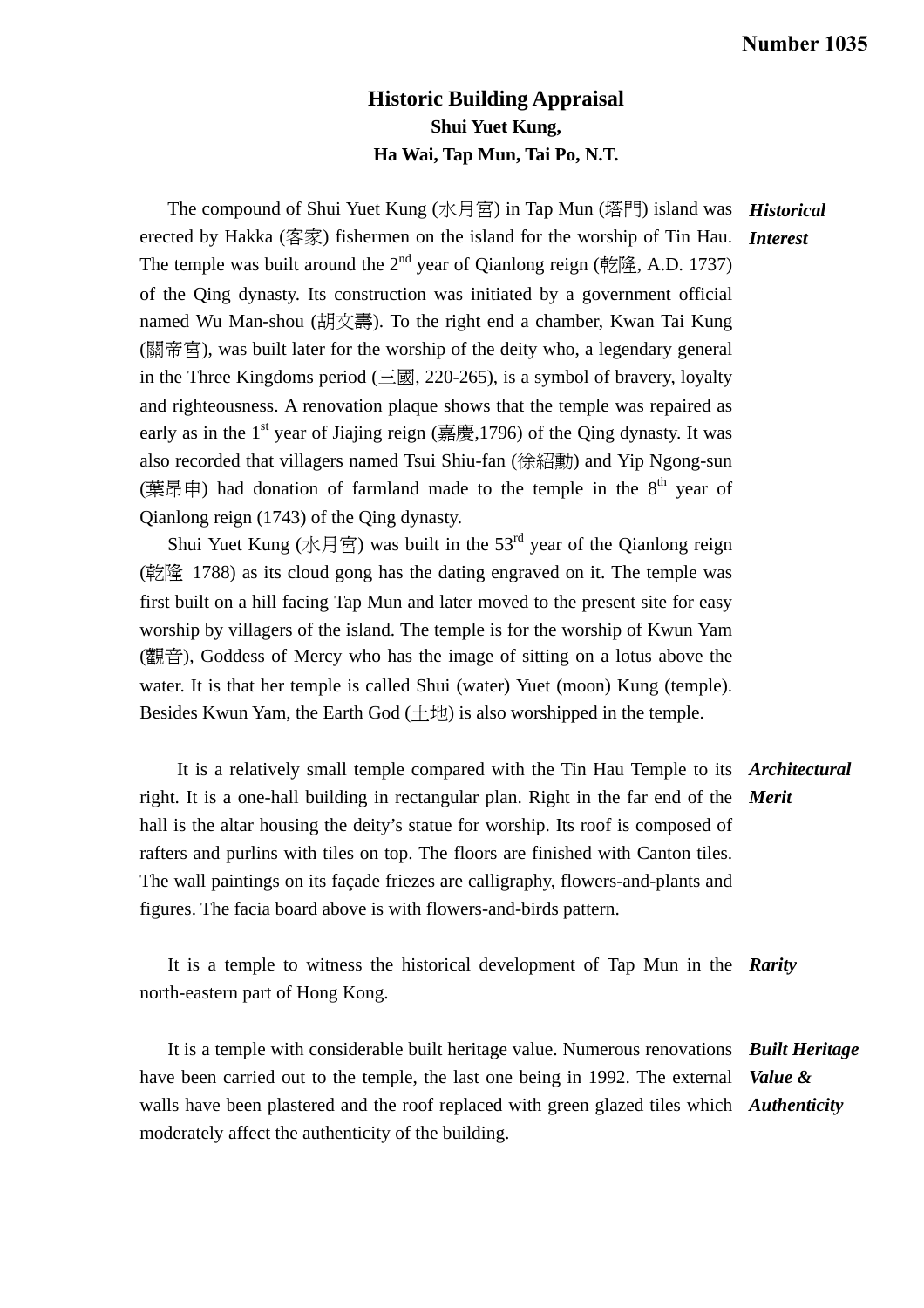**Number 1035**

# Historic Building Appraisal

## Shui Yuet Kung,
## Ha Wai, Tap Mun, Tai Po, N.T.

***Historical Interest***

The compound of Shui Yuet Kung (水月宮) in Tap Mun (塔門) island was erected by Hakka (客家) fishermen on the island for the worship of Tin Hau. The temple was built around the 2nd year of Qianlong reign (乾隆, A.D. 1737) of the Qing dynasty. Its construction was initiated by a government official named Wu Man-shou (胡文壽). To the right end a chamber, Kwan Tai Kung (關帝宮), was built later for the worship of the deity who, a legendary general in the Three Kingdoms period (三國, 220-265), is a symbol of bravery, loyalty and righteousness. A renovation plaque shows that the temple was repaired as early as in the 1st year of Jiajing reign (嘉慶,1796) of the Qing dynasty. It was also recorded that villagers named Tsui Shiu-fan (徐紹勳) and Yip Ngong-sun (葉昂申) had donation of farmland made to the temple in the 8th year of Qianlong reign (1743) of the Qing dynasty.

Shui Yuet Kung (水月宮) was built in the 53rd year of the Qianlong reign (乾隆 1788) as its cloud gong has the dating engraved on it. The temple was first built on a hill facing Tap Mun and later moved to the present site for easy worship by villagers of the island. The temple is for the worship of Kwun Yam (觀音), Goddess of Mercy who has the image of sitting on a lotus above the water. It is that her temple is called Shui (water) Yuet (moon) Kung (temple). Besides Kwun Yam, the Earth God (土地) is also worshipped in the temple.

***Architectural Merit***

It is a relatively small temple compared with the Tin Hau Temple to its right. It is a one-hall building in rectangular plan. Right in the far end of the hall is the altar housing the deity's statue for worship. Its roof is composed of rafters and purlins with tiles on top. The floors are finished with Canton tiles. The wall paintings on its façade friezes are calligraphy, flowers-and-plants and figures. The facia board above is with flowers-and-birds pattern.

***Rarity***

It is a temple to witness the historical development of Tap Mun in the north-eastern part of Hong Kong.

***Built Heritage Value & Authenticity***

It is a temple with considerable built heritage value. Numerous renovations have been carried out to the temple, the last one being in 1992. The external walls have been plastered and the roof replaced with green glazed tiles which moderately affect the authenticity of the building.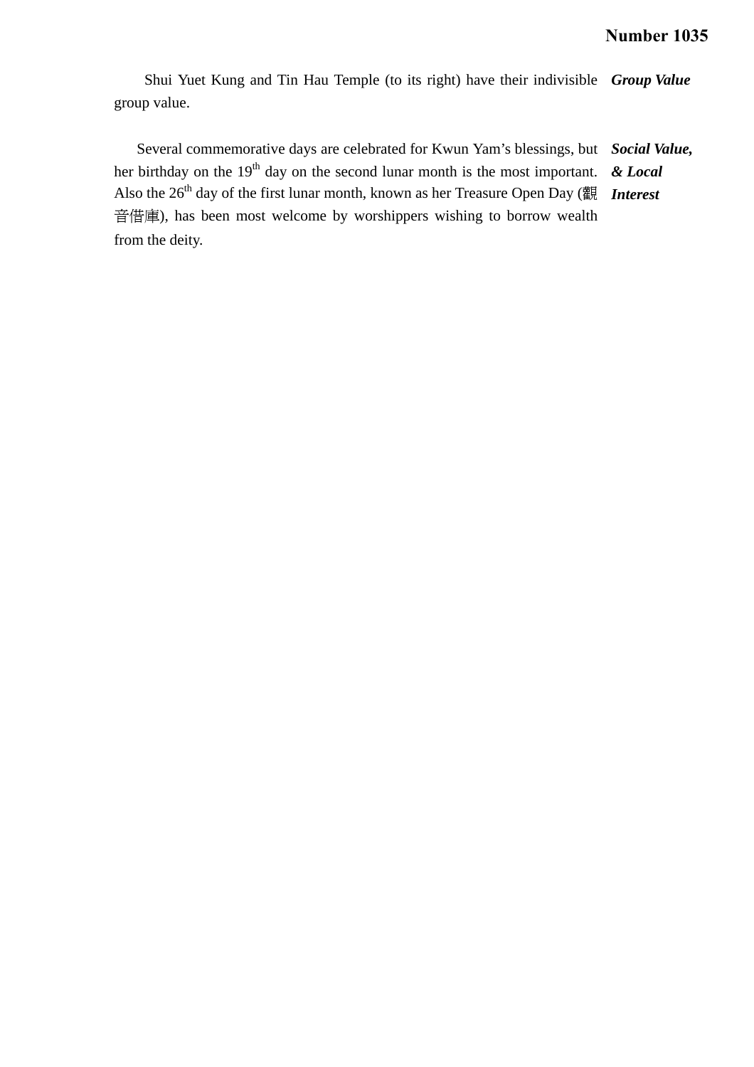Shui Yuet Kung and Tin Hau Temple (to its right) have their indivisible group value.

***Group Value***

Several commemorative days are celebrated for Kwun Yam's blessings, but her birthday on the 19th day on the second lunar month is the most important. Also the 26th day of the first lunar month, known as her Treasure Open Day (觀音借庫), has been most welcome by worshippers wishing to borrow wealth from the deity.

***Social Value, & Local Interest***